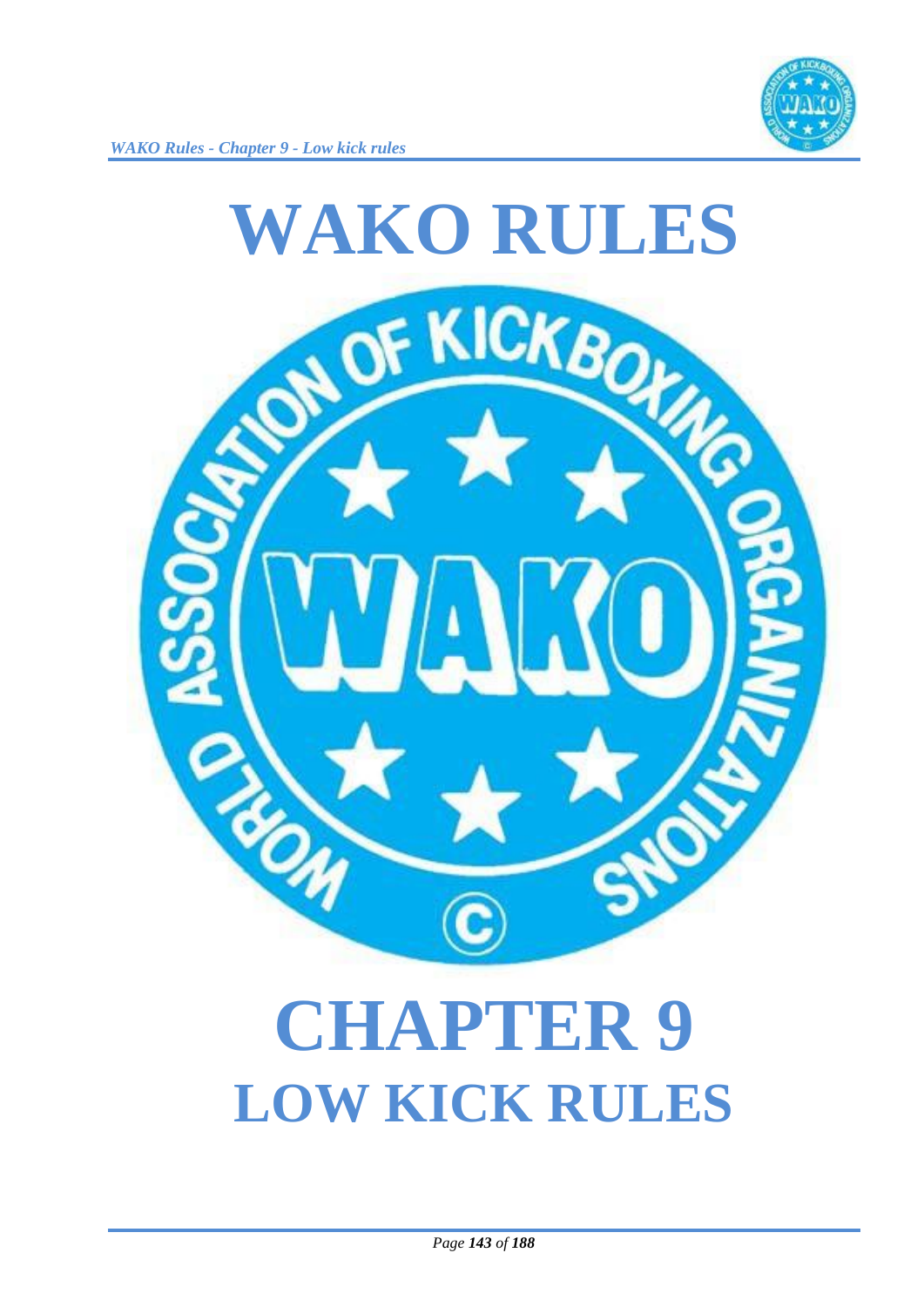# WAKO RULES

# CHAPTER 9

## LOW KICK RULES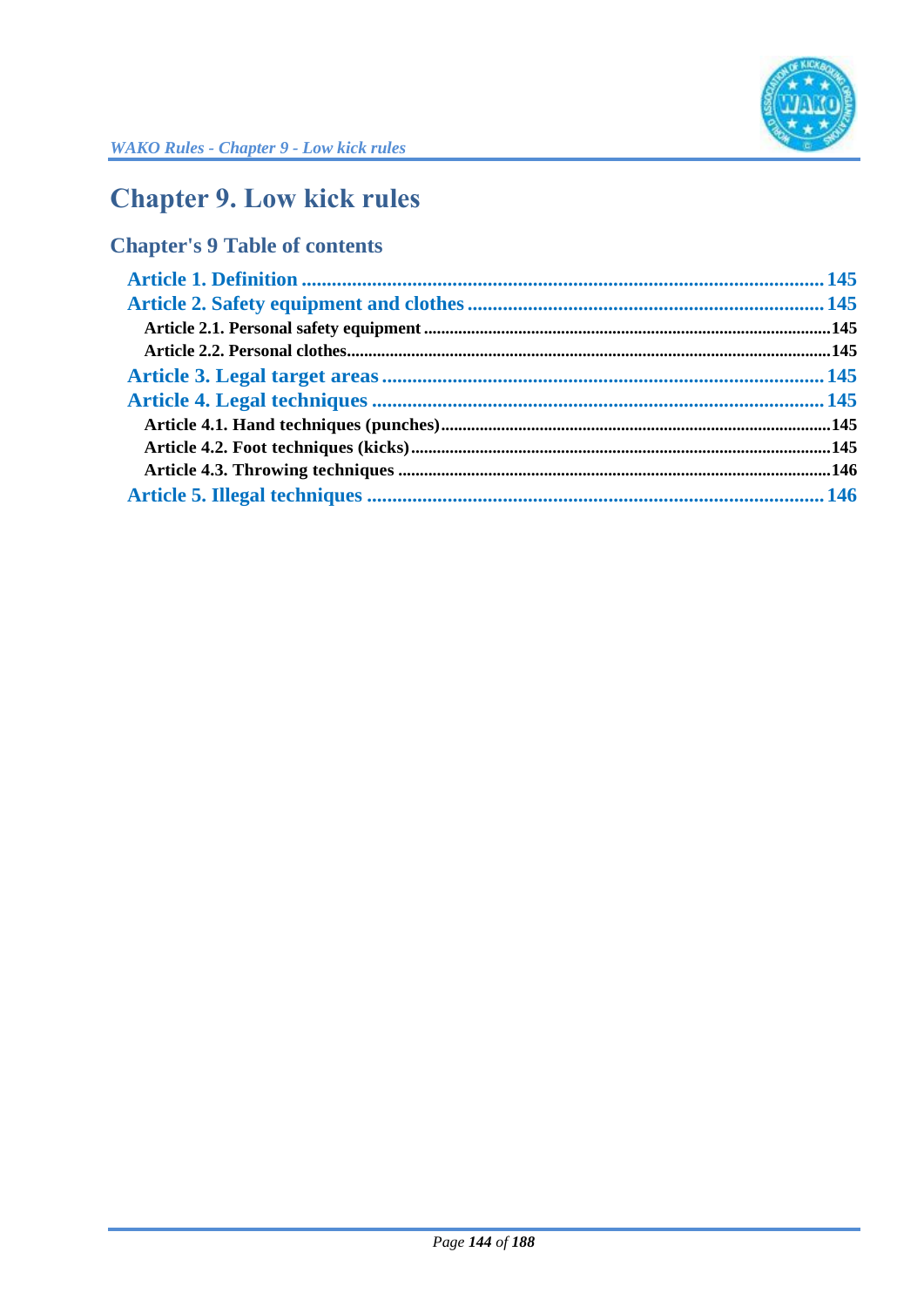# Chapter 9. Low kick rules

## Chapter's 9 Table of contents

Article 1. Definition ........................................................................................................ 145

Article 2. Safety equipment and clothes ...................................................................... 145

Article 2.1. Personal safety equipment .............................................................................................145

Article 2.2. Personal clothes...............................................................................................................145

Article 3. Legal target areas ....................................................................................... 145

Article 4. Legal techniques ......................................................................................... 145

Article 4.1. Hand techniques (punches)..........................................................................................145

Article 4.2. Foot techniques (kicks)..................................................................................................145

Article 4.3. Throwing techniques ....................................................................................................146

Article 5. Illegal techniques ........................................................................................... 146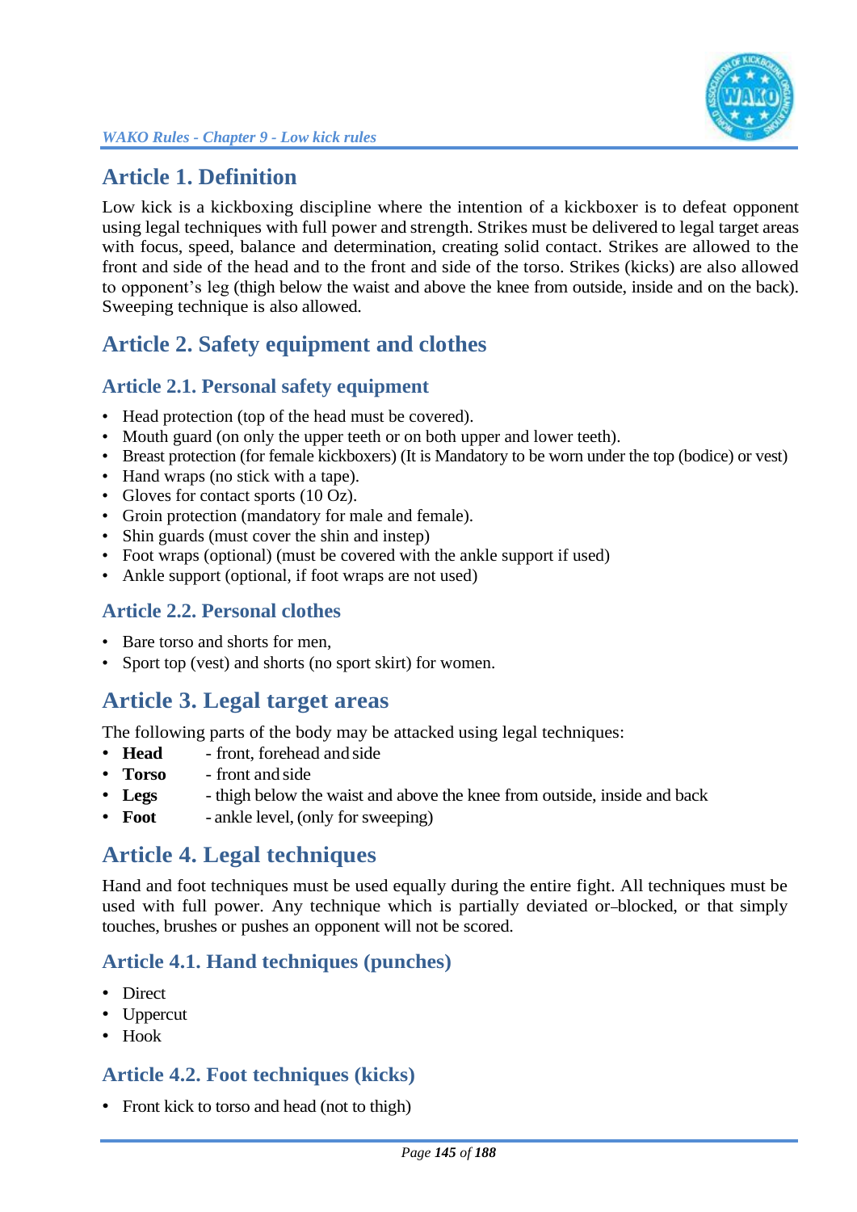# Article 1. Definition

Low kick is a kickboxing discipline where the intention of a kickboxer is to defeat opponent using legal techniques with full power and strength. Strikes must be delivered to legal target areas with focus, speed, balance and determination, creating solid contact. Strikes are allowed to the front and side of the head and to the front and side of the torso. Strikes (kicks) are also allowed to opponent's leg (thigh below the waist and above the knee from outside, inside and on the back). Sweeping technique is also allowed.

# Article 2. Safety equipment and clothes

## Article 2.1. Personal safety equipment

- Head protection (top of the head must be covered).
- Mouth guard (on only the upper teeth or on both upper and lower teeth).
- Breast protection (for female kickboxers) (It is Mandatory to be worn under the top (bodice) or vest)
- Hand wraps (no stick with a tape).
- Gloves for contact sports (10 Oz).
- Groin protection (mandatory for male and female).
- Shin guards (must cover the shin and instep)
- Foot wraps (optional) (must be covered with the ankle support if used)
- Ankle support (optional, if foot wraps are not used)

## Article 2.2. Personal clothes

- Bare torso and shorts for men,
- Sport top (vest) and shorts (no sport skirt) for women.

# Article 3. Legal target areas

The following parts of the body may be attacked using legal techniques:

- **Head** - front, forehead and side
- **Torso** - front and side
- **Legs** - thigh below the waist and above the knee from outside, inside and back
- **Foot** - ankle level, (only for sweeping)

# Article 4. Legal techniques

Hand and foot techniques must be used equally during the entire fight. All techniques must be used with full power. Any technique which is partially deviated or–blocked, or that simply touches, brushes or pushes an opponent will not be scored.

## Article 4.1. Hand techniques (punches)

- Direct
- Uppercut
- Hook

## Article 4.2. Foot techniques (kicks)

- Front kick to torso and head (not to thigh)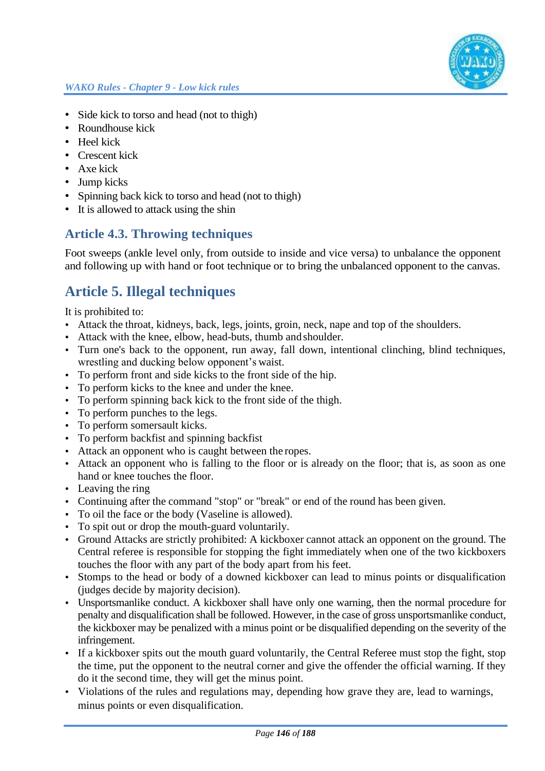- Side kick to torso and head (not to thigh)
- Roundhouse kick
- Heel kick
- Crescent kick
- Axe kick
- Jump kicks
- Spinning back kick to torso and head (not to thigh)
- It is allowed to attack using the shin

### Article 4.3. Throwing techniques

Foot sweeps (ankle level only, from outside to inside and vice versa) to unbalance the opponent and following up with hand or foot technique or to bring the unbalanced opponent to the canvas.

## Article 5. Illegal techniques

It is prohibited to:

- Attack the throat, kidneys, back, legs, joints, groin, neck, nape and top of the shoulders.
- Attack with the knee, elbow, head-buts, thumb and shoulder.
- Turn one's back to the opponent, run away, fall down, intentional clinching, blind techniques, wrestling and ducking below opponent's waist.
- To perform front and side kicks to the front side of the hip.
- To perform kicks to the knee and under the knee.
- To perform spinning back kick to the front side of the thigh.
- To perform punches to the legs.
- To perform somersault kicks.
- To perform backfist and spinning backfist
- Attack an opponent who is caught between the ropes.
- Attack an opponent who is falling to the floor or is already on the floor; that is, as soon as one hand or knee touches the floor.
- Leaving the ring
- Continuing after the command "stop" or "break" or end of the round has been given.
- To oil the face or the body (Vaseline is allowed).
- To spit out or drop the mouth-guard voluntarily.
- Ground Attacks are strictly prohibited: A kickboxer cannot attack an opponent on the ground. The Central referee is responsible for stopping the fight immediately when one of the two kickboxers touches the floor with any part of the body apart from his feet.
- Stomps to the head or body of a downed kickboxer can lead to minus points or disqualification (judges decide by majority decision).
- Unsportsmanlike conduct. A kickboxer shall have only one warning, then the normal procedure for penalty and disqualification shall be followed. However, in the case of gross unsportsmanlike conduct, the kickboxer may be penalized with a minus point or be disqualified depending on the severity of the infringement.
- If a kickboxer spits out the mouth guard voluntarily, the Central Referee must stop the fight, stop the time, put the opponent to the neutral corner and give the offender the official warning. If they do it the second time, they will get the minus point.
- Violations of the rules and regulations may, depending how grave they are, lead to warnings, minus points or even disqualification.